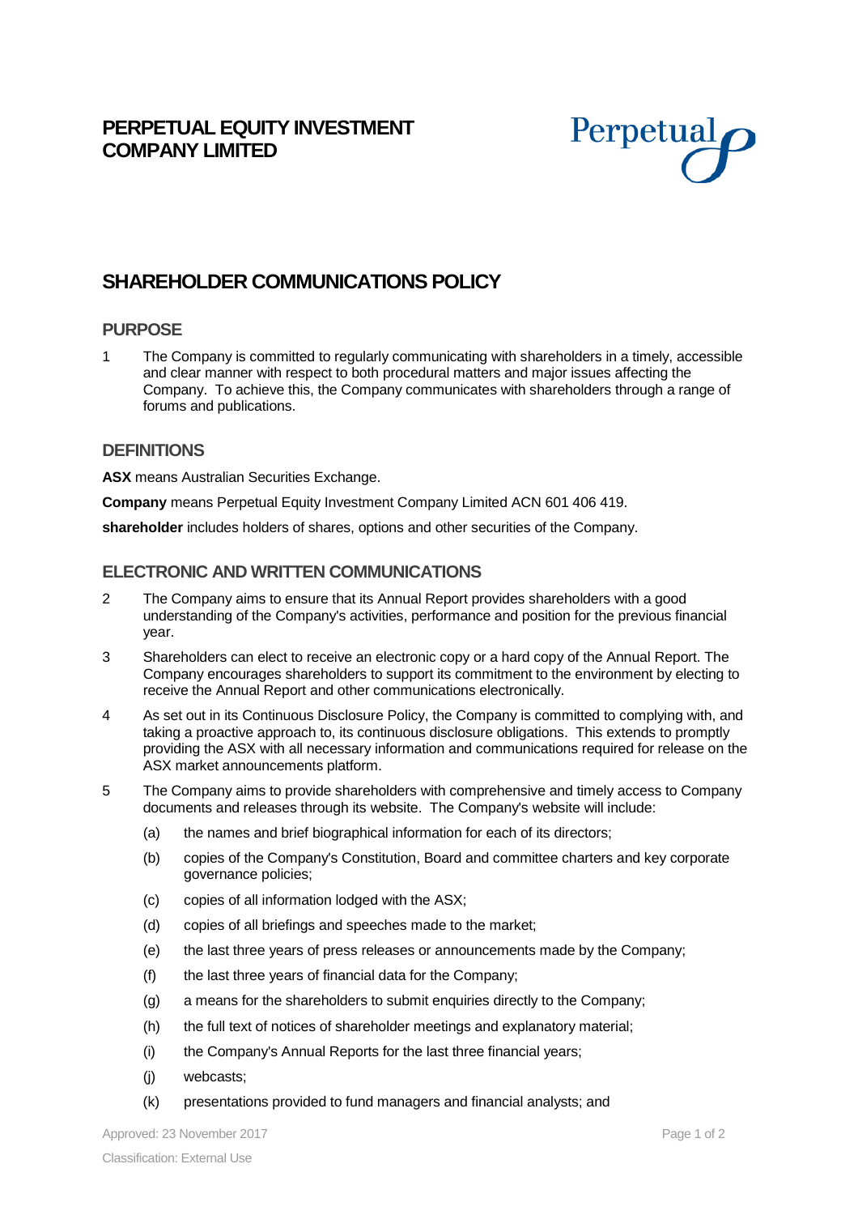# PERPETUAL EQUITY INVESTMENT COMPANY LIMITED

## SHAREHOLDER COMMUNICATIONS POLICY

### PURPOSE

1 The Company is committed to regularly communicating with shareholders in a timely, accessible and clear manner with respect to both procedural matters and major issues affecting the Company. To achieve this, the Company communicates with shareholders through a range of forums and publications.

### DEFINITIONS

**ASX** means Australian Securities Exchange.

**Company** means Perpetual Equity Investment Company Limited ACN 601 406 419.

**shareholder** includes holders of shares, options and other securities of the Company.

### ELECTRONIC AND WRITTEN COMMUNICATIONS

2 The Company aims to ensure that its Annual Report provides shareholders with a good understanding of the Company's activities, performance and position for the previous financial year.

3 Shareholders can elect to receive an electronic copy or a hard copy of the Annual Report. The Company encourages shareholders to support its commitment to the environment by electing to receive the Annual Report and other communications electronically.

4 As set out in its Continuous Disclosure Policy, the Company is committed to complying with, and taking a proactive approach to, its continuous disclosure obligations. This extends to promptly providing the ASX with all necessary information and communications required for release on the ASX market announcements platform.

5 The Company aims to provide shareholders with comprehensive and timely access to Company documents and releases through its website. The Company's website will include:

(a) the names and brief biographical information for each of its directors;

(b) copies of the Company's Constitution, Board and committee charters and key corporate governance policies;

(c) copies of all information lodged with the ASX;

(d) copies of all briefings and speeches made to the market;

(e) the last three years of press releases or announcements made by the Company;

(f) the last three years of financial data for the Company;

(g) a means for the shareholders to submit enquiries directly to the Company;

(h) the full text of notices of shareholder meetings and explanatory material;

(i) the Company's Annual Reports for the last three financial years;

(j) webcasts;

(k) presentations provided to fund managers and financial analysts; and

Approved: 23 November 2017

Classification: External Use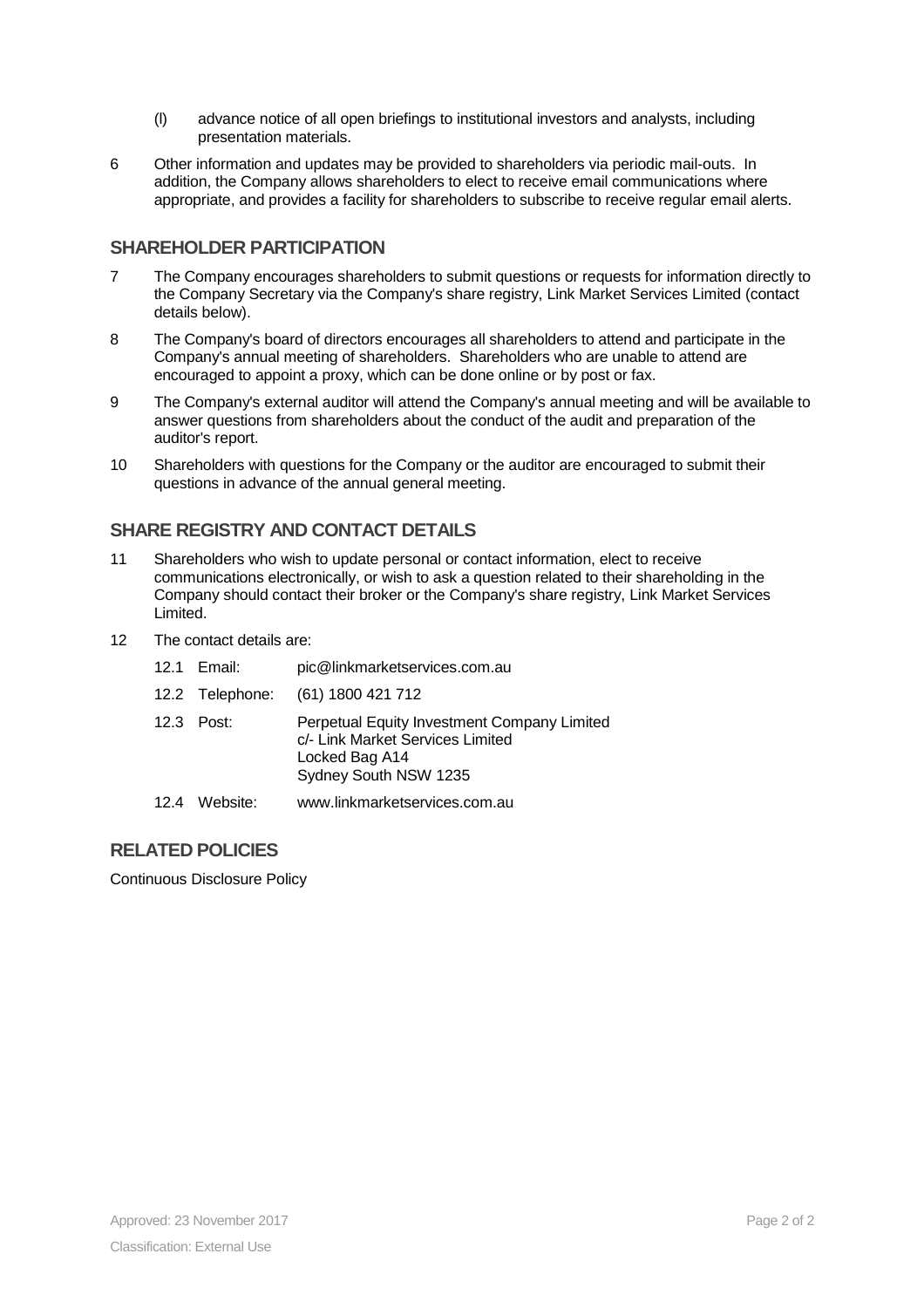(l) advance notice of all open briefings to institutional investors and analysts, including presentation materials.

6 Other information and updates may be provided to shareholders via periodic mail-outs. In addition, the Company allows shareholders to elect to receive email communications where appropriate, and provides a facility for shareholders to subscribe to receive regular email alerts.

## SHAREHOLDER PARTICIPATION

7 The Company encourages shareholders to submit questions or requests for information directly to the Company Secretary via the Company's share registry, Link Market Services Limited (contact details below).

8 The Company's board of directors encourages all shareholders to attend and participate in the Company's annual meeting of shareholders. Shareholders who are unable to attend are encouraged to appoint a proxy, which can be done online or by post or fax.

9 The Company's external auditor will attend the Company's annual meeting and will be available to answer questions from shareholders about the conduct of the audit and preparation of the auditor's report.

10 Shareholders with questions for the Company or the auditor are encouraged to submit their questions in advance of the annual general meeting.

## SHARE REGISTRY AND CONTACT DETAILS

11 Shareholders who wish to update personal or contact information, elect to receive communications electronically, or wish to ask a question related to their shareholding in the Company should contact their broker or the Company's share registry, Link Market Services Limited.

12 The contact details are:

12.1 Email: pic@linkmarketservices.com.au

12.2 Telephone: (61) 1800 421 712

12.3 Post: Perpetual Equity Investment Company Limited
c/- Link Market Services Limited
Locked Bag A14
Sydney South NSW 1235

12.4 Website: www.linkmarketservices.com.au

## RELATED POLICIES

Continuous Disclosure Policy

Approved: 23 November 2017

Classification: External Use